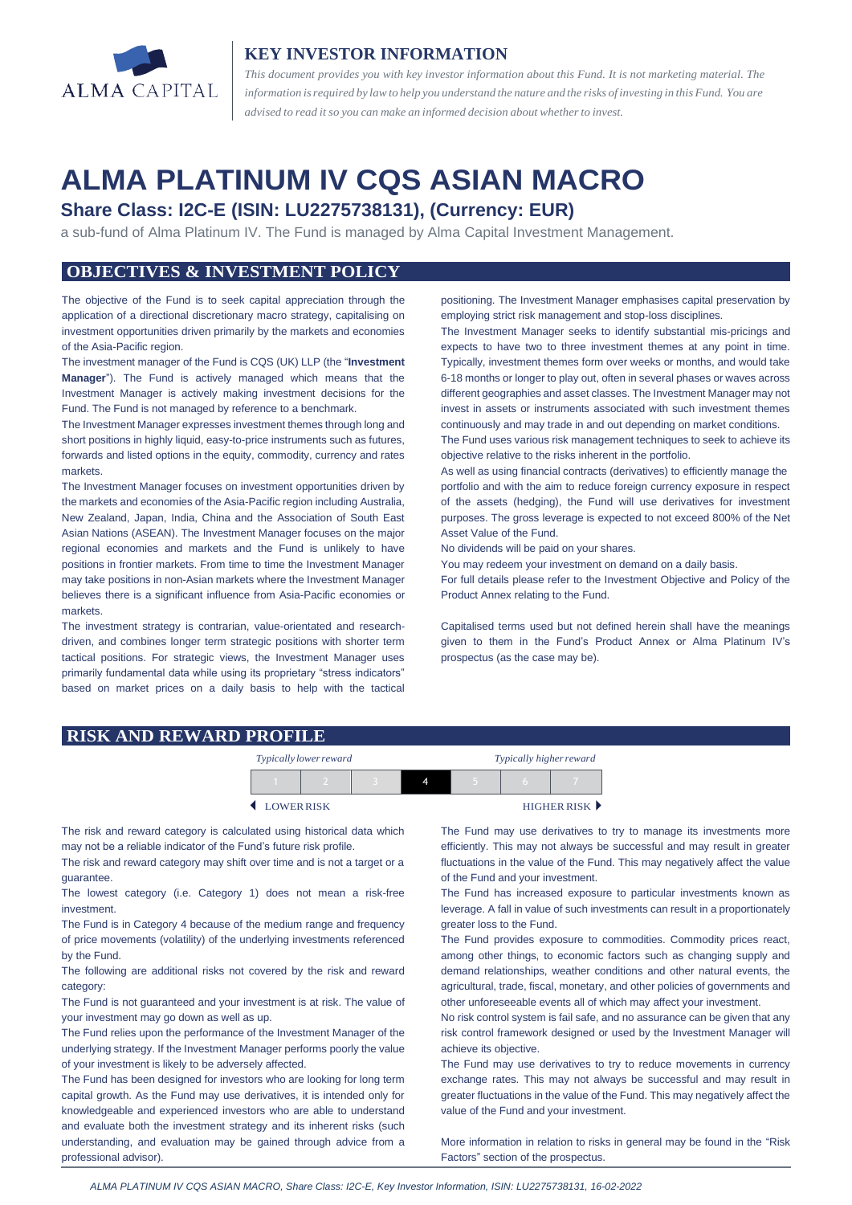# KEY INVESTOR INFORMATION

*This document provides you with key investor information about this Fund. It is not marketing material. The information is required by law to help you understand the nature and the risks of investing in this Fund. You are advised to read it so you can make an informed decision about whether to invest.*

# ALMA PLATINUM IV CQS ASIAN MACRO

## Share Class: I2C-E (ISIN: LU2275738131), (Currency: EUR)

a sub-fund of Alma Platinum IV. The Fund is managed by Alma Capital Investment Management.

## OBJECTIVES & INVESTMENT POLICY

The objective of the Fund is to seek capital appreciation through the application of a directional discretionary macro strategy, capitalising on investment opportunities driven primarily by the markets and economies of the Asia-Pacific region.

The investment manager of the Fund is CQS (UK) LLP (the "**Investment Manager**"). The Fund is actively managed which means that the Investment Manager is actively making investment decisions for the Fund. The Fund is not managed by reference to a benchmark.

The Investment Manager expresses investment themes through long and short positions in highly liquid, easy-to-price instruments such as futures, forwards and listed options in the equity, commodity, currency and rates markets.

The Investment Manager focuses on investment opportunities driven by the markets and economies of the Asia-Pacific region including Australia, New Zealand, Japan, India, China and the Association of South East Asian Nations (ASEAN). The Investment Manager focuses on the major regional economies and markets and the Fund is unlikely to have positions in frontier markets. From time to time the Investment Manager may take positions in non-Asian markets where the Investment Manager believes there is a significant influence from Asia-Pacific economies or markets.

The investment strategy is contrarian, value-orientated and research-driven, and combines longer term strategic positions with shorter term tactical positions. For strategic views, the Investment Manager uses primarily fundamental data while using its proprietary "stress indicators" based on market prices on a daily basis to help with the tactical positioning. The Investment Manager emphasises capital preservation by employing strict risk management and stop-loss disciplines.

The Investment Manager seeks to identify substantial mis-pricings and expects to have two to three investment themes at any point in time. Typically, investment themes form over weeks or months, and would take 6-18 months or longer to play out, often in several phases or waves across different geographies and asset classes. The Investment Manager may not invest in assets or instruments associated with such investment themes continuously and may trade in and out depending on market conditions.

The Fund uses various risk management techniques to seek to achieve its objective relative to the risks inherent in the portfolio.

As well as using financial contracts (derivatives) to efficiently manage the portfolio and with the aim to reduce foreign currency exposure in respect of the assets (hedging), the Fund will use derivatives for investment purposes. The gross leverage is expected to not exceed 800% of the Net Asset Value of the Fund.

No dividends will be paid on your shares.

You may redeem your investment on demand on a daily basis.

For full details please refer to the Investment Objective and Policy of the Product Annex relating to the Fund.

Capitalised terms used but not defined herein shall have the meanings given to them in the Fund's Product Annex or Alma Platinum IV's prospectus (as the case may be).

## RISK AND REWARD PROFILE

*Typically lower reward* — *Typically higher reward*

| 1 | 2 | 3 | **4** | 5 | 6 | 7 |
|---|---|---|---|---|---|---|

◄ LOWER RISK — HIGHER RISK ►

The risk and reward category is calculated using historical data which may not be a reliable indicator of the Fund's future risk profile.

The risk and reward category may shift over time and is not a target or a guarantee.

The lowest category (i.e. Category 1) does not mean a risk-free investment.

The Fund is in Category 4 because of the medium range and frequency of price movements (volatility) of the underlying investments referenced by the Fund.

The following are additional risks not covered by the risk and reward category:

The Fund is not guaranteed and your investment is at risk. The value of your investment may go down as well as up.

The Fund relies upon the performance of the Investment Manager of the underlying strategy. If the Investment Manager performs poorly the value of your investment is likely to be adversely affected.

The Fund has been designed for investors who are looking for long term capital growth. As the Fund may use derivatives, it is intended only for knowledgeable and experienced investors who are able to understand and evaluate both the investment strategy and its inherent risks (such understanding, and evaluation may be gained through advice from a professional advisor).

The Fund may use derivatives to try to manage its investments more efficiently. This may not always be successful and may result in greater fluctuations in the value of the Fund. This may negatively affect the value of the Fund and your investment.

The Fund has increased exposure to particular investments known as leverage. A fall in value of such investments can result in a proportionately greater loss to the Fund.

The Fund provides exposure to commodities. Commodity prices react, among other things, to economic factors such as changing supply and demand relationships, weather conditions and other natural events, the agricultural, trade, fiscal, monetary, and other policies of governments and other unforeseeable events all of which may affect your investment.

No risk control system is fail safe, and no assurance can be given that any risk control framework designed or used by the Investment Manager will achieve its objective.

The Fund may use derivatives to try to reduce movements in currency exchange rates. This may not always be successful and may result in greater fluctuations in the value of the Fund. This may negatively affect the value of the Fund and your investment.

More information in relation to risks in general may be found in the "Risk Factors" section of the prospectus.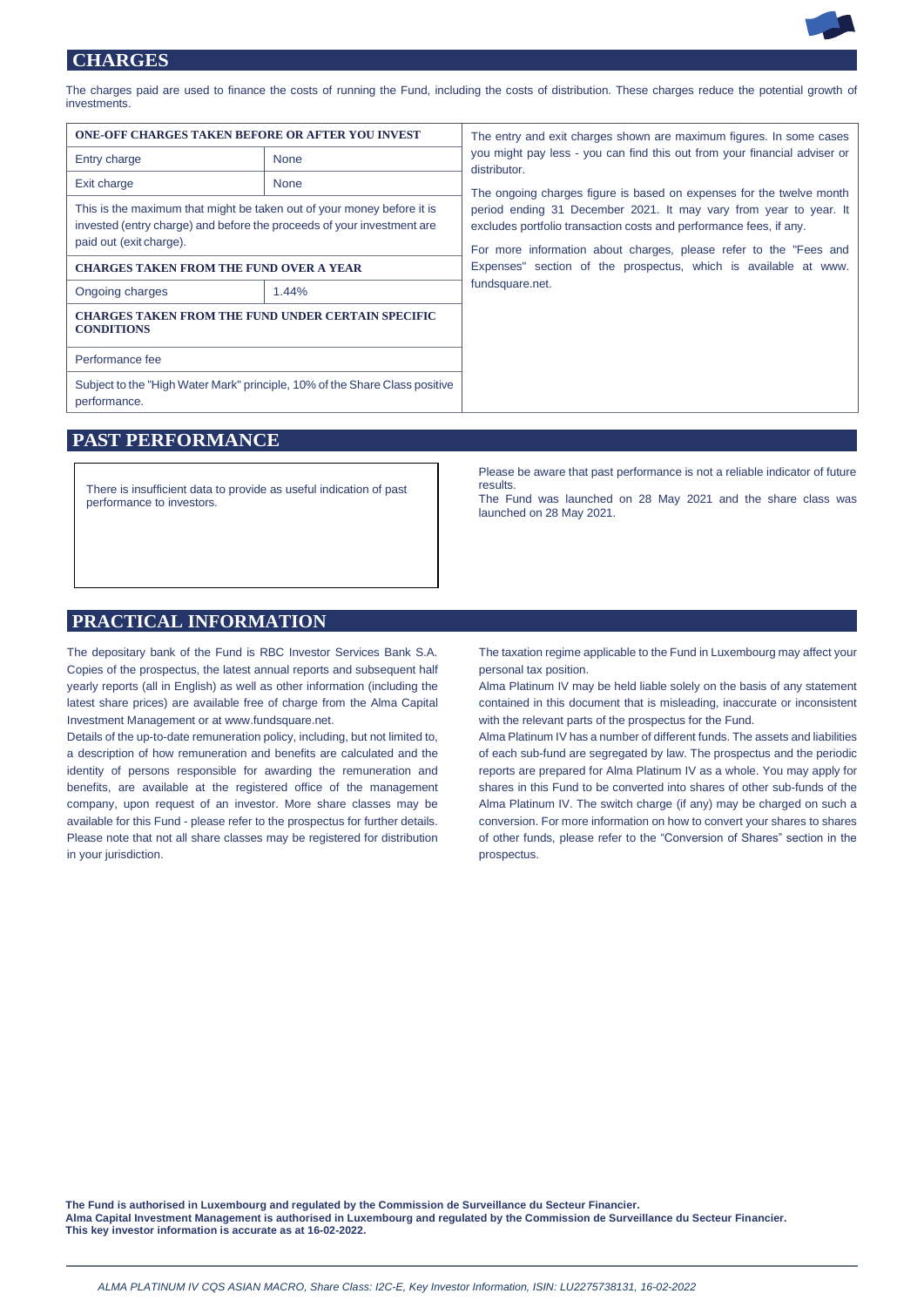## CHARGES

The charges paid are used to finance the costs of running the Fund, including the costs of distribution. These charges reduce the potential growth of investments.

| ONE-OFF CHARGES TAKEN BEFORE OR AFTER YOU INVEST | |
|---|---|
| Entry charge | None |
| Exit charge | None |
| This is the maximum that might be taken out of your money before it is invested (entry charge) and before the proceeds of your investment are paid out (exit charge). | |
| **CHARGES TAKEN FROM THE FUND OVER A YEAR** | |
| Ongoing charges | 1.44% |
| **CHARGES TAKEN FROM THE FUND UNDER CERTAIN SPECIFIC CONDITIONS** | |
| Performance fee | |
| Subject to the "High Water Mark" principle, 10% of the Share Class positive performance. | |

The entry and exit charges shown are maximum figures. In some cases you might pay less - you can find this out from your financial adviser or distributor.

The ongoing charges figure is based on expenses for the twelve month period ending 31 December 2021. It may vary from year to year. It excludes portfolio transaction costs and performance fees, if any.

For more information about charges, please refer to the "Fees and Expenses" section of the prospectus, which is available at www.fundsquare.net.

## PAST PERFORMANCE

There is insufficient data to provide as useful indication of past performance to investors.

Please be aware that past performance is not a reliable indicator of future results.

The Fund was launched on 28 May 2021 and the share class was launched on 28 May 2021.

## PRACTICAL INFORMATION

The depositary bank of the Fund is RBC Investor Services Bank S.A. Copies of the prospectus, the latest annual reports and subsequent half yearly reports (all in English) as well as other information (including the latest share prices) are available free of charge from the Alma Capital Investment Management or at www.fundsquare.net.

Details of the up-to-date remuneration policy, including, but not limited to, a description of how remuneration and benefits are calculated and the identity of persons responsible for awarding the remuneration and benefits, are available at the registered office of the management company, upon request of an investor. More share classes may be available for this Fund - please refer to the prospectus for further details. Please note that not all share classes may be registered for distribution in your jurisdiction.

The taxation regime applicable to the Fund in Luxembourg may affect your personal tax position.

Alma Platinum IV may be held liable solely on the basis of any statement contained in this document that is misleading, inaccurate or inconsistent with the relevant parts of the prospectus for the Fund.

Alma Platinum IV has a number of different funds. The assets and liabilities of each sub-fund are segregated by law. The prospectus and the periodic reports are prepared for Alma Platinum IV as a whole. You may apply for shares in this Fund to be converted into shares of other sub-funds of the Alma Platinum IV. The switch charge (if any) may be charged on such a conversion. For more information on how to convert your shares to shares of other funds, please refer to the "Conversion of Shares" section in the prospectus.

**The Fund is authorised in Luxembourg and regulated by the Commission de Surveillance du Secteur Financier.**
**Alma Capital Investment Management is authorised in Luxembourg and regulated by the Commission de Surveillance du Secteur Financier.**
**This key investor information is accurate as at 16-02-2022.**